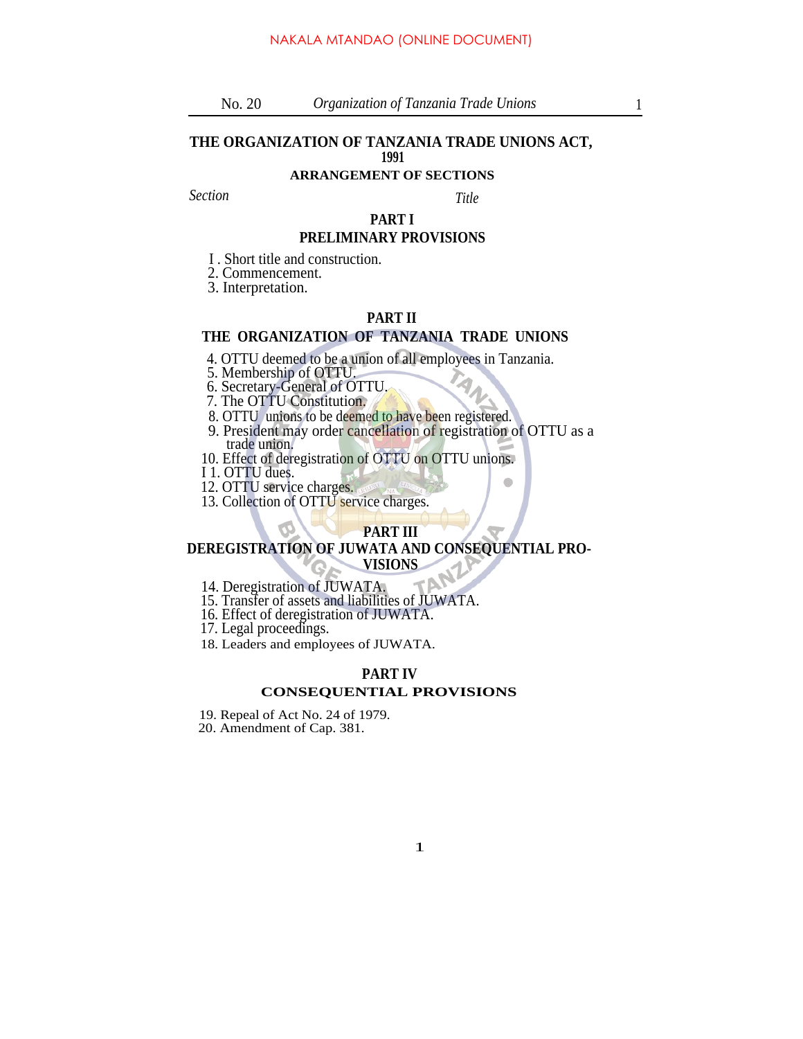# THE ORGANIZATION OF TANZANIA TRADE UNIONS ACT, 1991

## ARRANGEMENT OF SECTIONS

*Section* *Title*

### PART I
### PRELIMINARY PROVISIONS

I . Short title and construction.
2. Commencement.
3. Interpretation.

### PART II
### THE ORGANIZATION OF TANZANIA TRADE UNIONS

4. OTTU deemed to be a union of all employees in Tanzania.
5. Membership of OTTU.
6. Secretary-General of OTTU.
7. The OTTU Constitution.
8. OTTU unions to be deemed to have been registered.
9. President may order cancellation of registration of OTTU as a trade union.
10. Effect of deregistration of OTTU on OTTU unions.
I 1. OTTU dues.
12. OTTU service charges.
13. Collection of OTTU service charges.

### PART III
### DEREGISTRATION OF JUWATA AND CONSEQUENTIAL PROVISIONS

14. Deregistration of JUWATA.
15. Transfer of assets and liabilities of JUWATA.
16. Effect of deregistration of JUWATA.
17. Legal proceedings.
18. Leaders and employees of JUWATA.

### PART IV
### CONSEQUENTIAL PROVISIONS

19. Repeal of Act No. 24 of 1979.
20. Amendment of Cap. 381.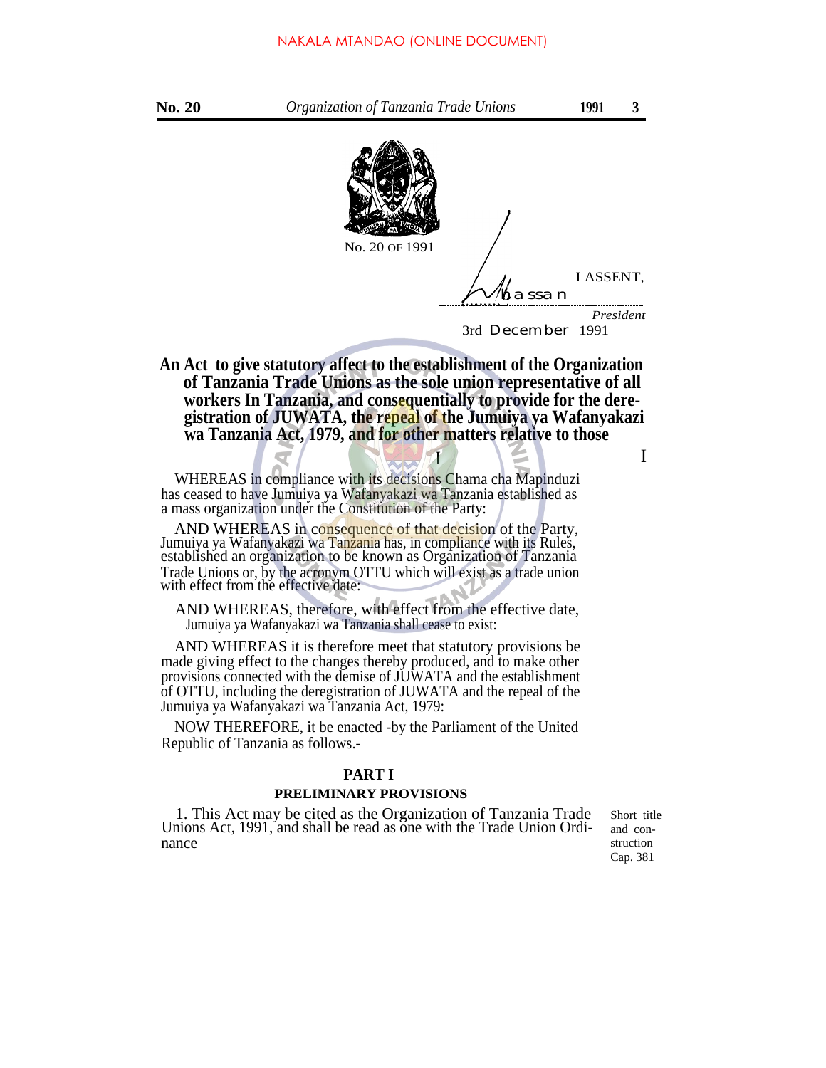No. 20 OF 1991

I ASSENT,

Hassan

*President*

3rd December 1991

**An Act to give statutory affect to the establishment of the Organization of Tanzania Trade Unions as the sole union representative of all workers In Tanzania, and consequentially to provide for the deregistration of JUWATA, the repeal of the Jumuiya ya Wafanyakazi wa Tanzania Act, 1979, and for other matters relative to those**

WHEREAS in compliance with its decisions Chama cha Mapinduzi has ceased to have Jumuiya ya Wafanyakazi wa Tanzania established as a mass organization under the Constitution of the Party:

AND WHEREAS in consequence of that decision of the Party, Jumuiya ya Wafanyakazi wa Tanzania has, in compliance with its Rules, established an organization to be known as Organization of Tanzania Trade Unions or, by the acronym OTTU which will exist as a trade union with effect from the effective date:

AND WHEREAS, therefore, with effect from the effective date, Jumuiya ya Wafanyakazi wa Tanzania shall cease to exist:

AND WHEREAS it is therefore meet that statutory provisions be made giving effect to the changes thereby produced, and to make other provisions connected with the demise of JUWATA and the establishment of OTTU, including the deregistration of JUWATA and the repeal of the Jumuiya ya Wafanyakazi wa Tanzania Act, 1979:

NOW THEREFORE, it be enacted -by the Parliament of the United Republic of Tanzania as follows.-

## PART I

### PRELIMINARY PROVISIONS

Short title and construction Cap. 381

1. This Act may be cited as the Organization of Tanzania Trade Unions Act, 1991, and shall be read as one with the Trade Union Ordinance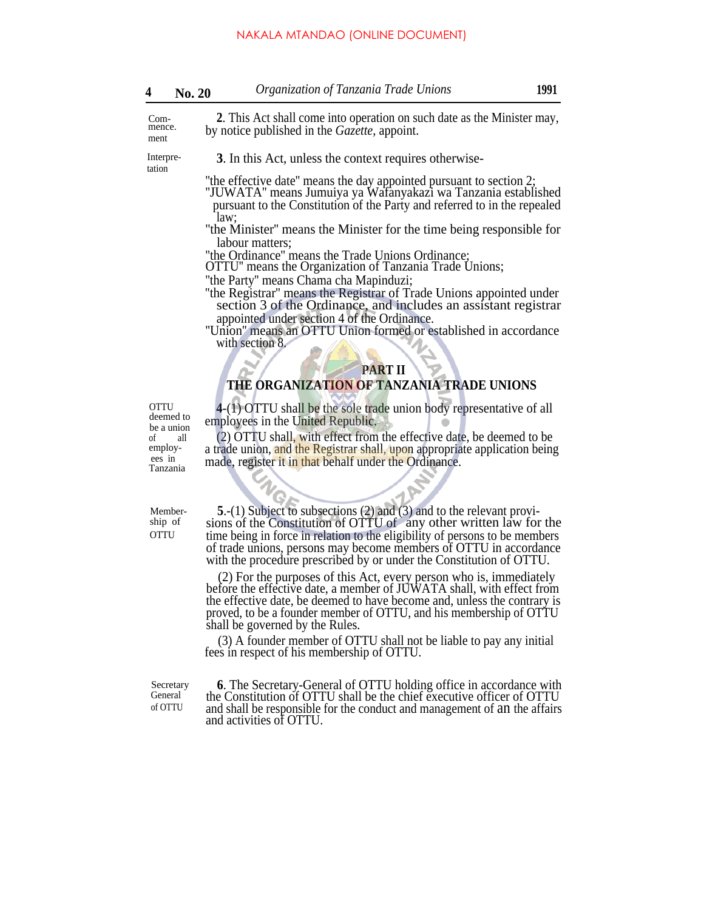Commencement

**2**. This Act shall come into operation on such date as the Minister may, by notice published in the *Gazette*, appoint.

Interpretation

**3**. In this Act, unless the context requires otherwise-

"the effective date" means the day appointed pursuant to section 2;

"JUWATA" means Jumuiya ya Wafanyakazi wa Tanzania established pursuant to the Constitution of the Party and referred to in the repealed law;

"the Minister" means the Minister for the time being responsible for labour matters;

"the Ordinance" means the Trade Unions Ordinance;

OTTU" means the Organization of Tanzania Trade Unions;

"the Party" means Chama cha Mapinduzi;

"the Registrar" means the Registrar of Trade Unions appointed under section 3 of the Ordinance, and includes an assistant registrar appointed under section 4 of the Ordinance.

"Union" means an OTTU Union formed or established in accordance with section 8.

## PART II
## THE ORGANIZATION OF TANZANIA TRADE UNIONS

OTTU deemed to be a union of all employees in Tanzania

**4**-(1) OTTU shall be the sole trade union body representative of all employees in the United Republic.

(2) OTTU shall, with effect from the effective date, be deemed to be a trade union, and the Registrar shall, upon appropriate application being made, register it in that behalf under the Ordinance.

Membership of OTTU

**5**.-(1) Subject to subsections (2) and (3) and to the relevant provisions of the Constitution of OTTU of any other written law for the time being in force in relation to the eligibility of persons to be members of trade unions, persons may become members of OTTU in accordance with the procedure prescribed by or under the Constitution of OTTU.

(2) For the purposes of this Act, every person who is, immediately before the effective date, a member of JUWATA shall, with effect from the effective date, be deemed to have become and, unless the contrary is proved, to be a founder member of OTTU, and his membership of OTTU shall be governed by the Rules.

(3) A founder member of OTTU shall not be liable to pay any initial fees in respect of his membership of OTTU.

Secretary General of OTTU

**6**. The Secretary-General of OTTU holding office in accordance with the Constitution of OTTU shall be the chief executive officer of OTTU and shall be responsible for the conduct and management of an the affairs and activities of OTTU.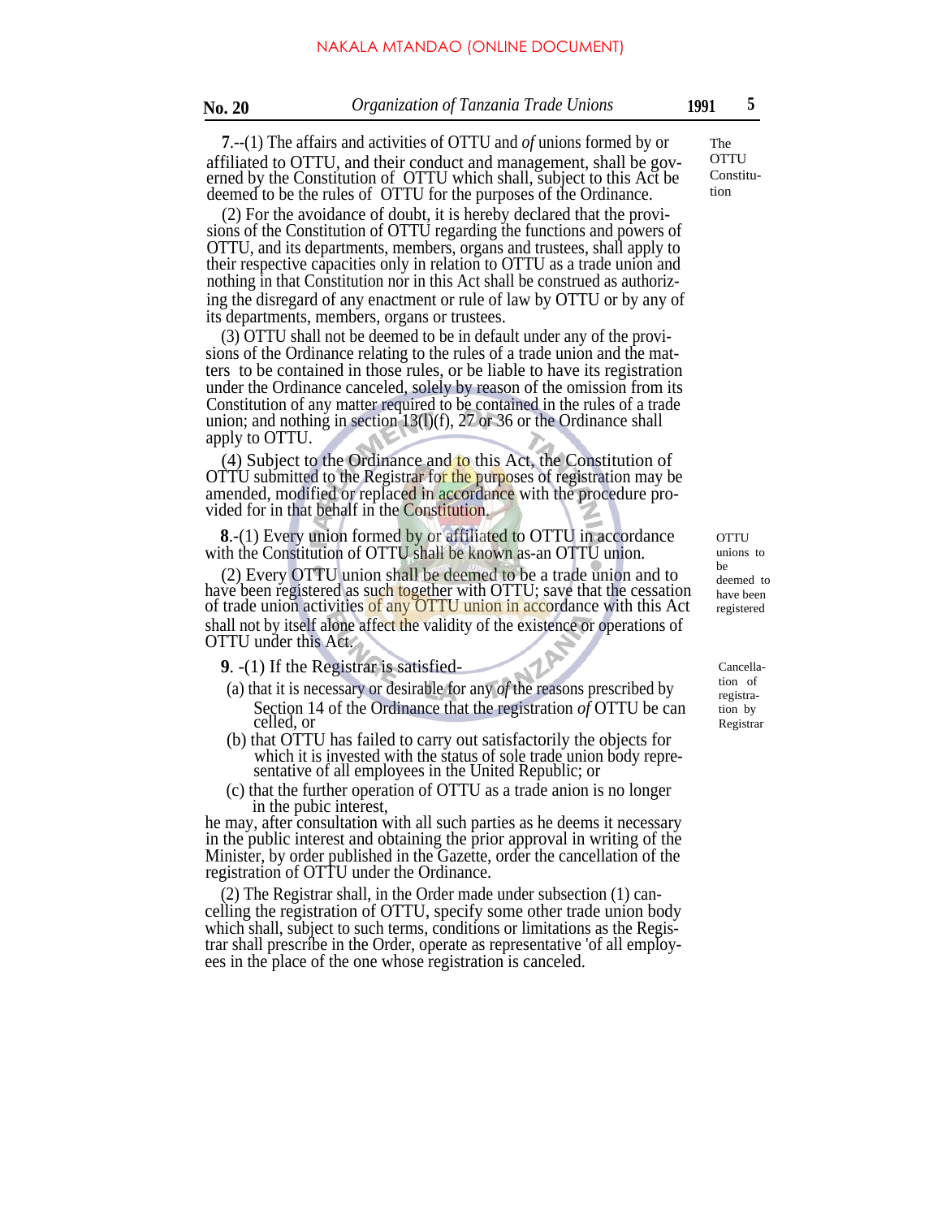**7**.--(1) The affairs and activities of OTTU and *of* unions formed by or affiliated to OTTU, and their conduct and management, shall be governed by the Constitution of OTTU which shall, subject to this Act be deemed to be the rules of OTTU for the purposes of the Ordinance.

The OTTU Constitution

(2) For the avoidance of doubt, it is hereby declared that the provisions of the Constitution of OTTU regarding the functions and powers of OTTU, and its departments, members, organs and trustees, shall apply to their respective capacities only in relation to OTTU as a trade union and nothing in that Constitution nor in this Act shall be construed as authorizing the disregard of any enactment or rule of law by OTTU or by any of its departments, members, organs or trustees.

(3) OTTU shall not be deemed to be in default under any of the provisions of the Ordinance relating to the rules of a trade union and the matters to be contained in those rules, or be liable to have its registration under the Ordinance canceled, solely by reason of the omission from its Constitution of any matter required to be contained in the rules of a trade union; and nothing in section 13(l)(f), 27 or 36 or the Ordinance shall apply to OTTU.

(4) Subject to the Ordinance and to this Act, the Constitution of OTTU submitted to the Registrar for the purposes of registration may be amended, modified or replaced in accordance with the procedure provided for in that behalf in the Constitution.

**8**.-(1) Every union formed by or affiliated to OTTU in accordance with the Constitution of OTTU shall be known as-an OTTU union.

OTTU unions to be deemed to have been registered

(2) Every OTTU union shall be deemed to be a trade union and to have been registered as such together with OTTU; save that the cessation of trade union activities of any OTTU union in accordance with this Act shall not by itself alone affect the validity of the existence or operations of OTTU under this Act.

**9**. -(1) If the Registrar is satisfied-

Cancellation of registration by Registrar

(a) that it is necessary or desirable for any *of* the reasons prescribed by Section 14 of the Ordinance that the registration *of* OTTU be can celled, or

(b) that OTTU has failed to carry out satisfactorily the objects for which it is invested with the status of sole trade union body representative of all employees in the United Republic; or

(c) that the further operation of OTTU as a trade anion is no longer in the pubic interest,

he may, after consultation with all such parties as he deems it necessary in the public interest and obtaining the prior approval in writing of the Minister, by order published in the Gazette, order the cancellation of the registration of OTTU under the Ordinance.

(2) The Registrar shall, in the Order made under subsection (1) cancelling the registration of OTTU, specify some other trade union body which shall, subject to such terms, conditions or limitations as the Registrar shall prescribe in the Order, operate as representative 'of all employees in the place of the one whose registration is canceled.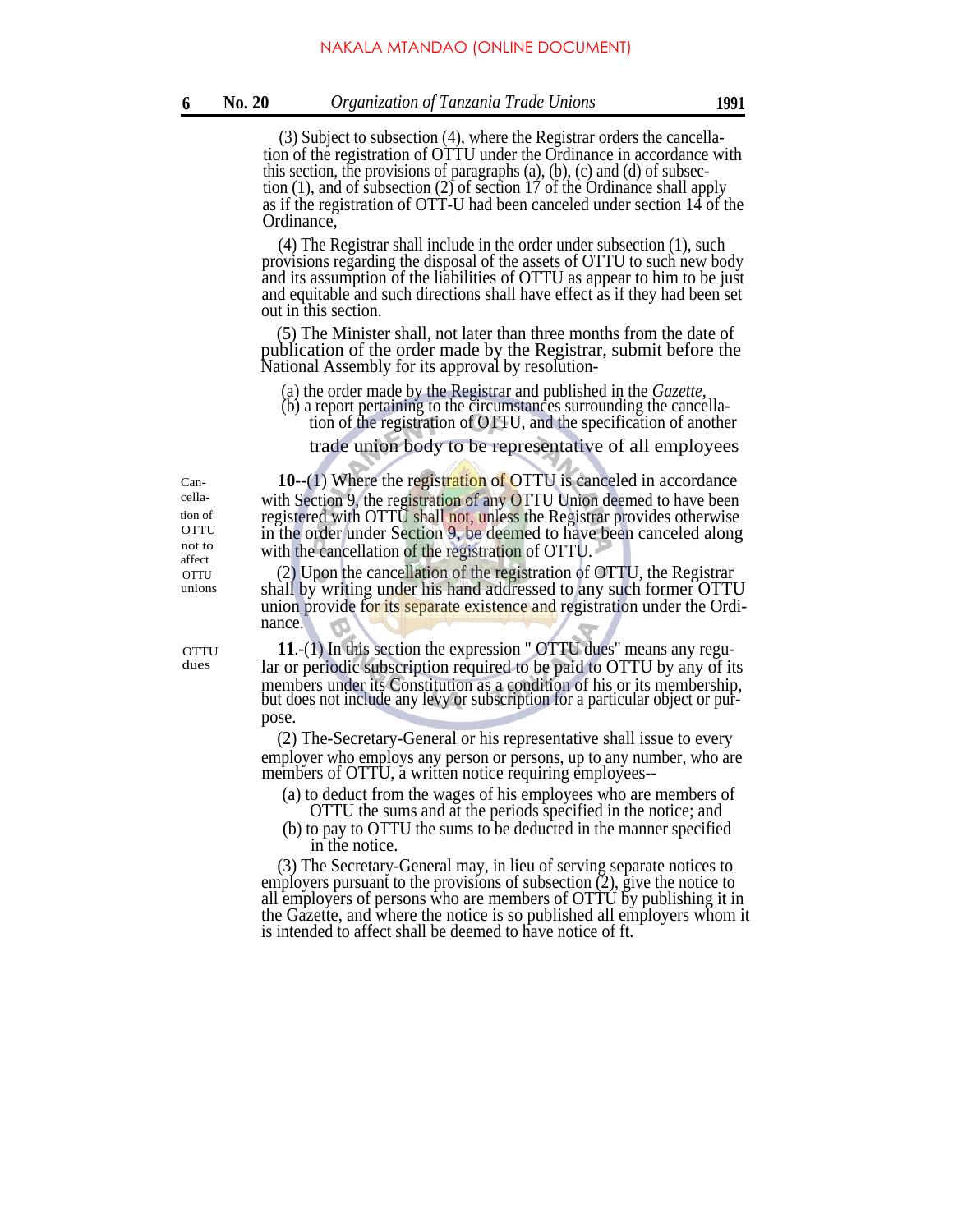(3) Subject to subsection (4), where the Registrar orders the cancellation of the registration of OTTU under the Ordinance in accordance with this section, the provisions of paragraphs (a), (b), (c) and (d) of subsection (1), and of subsection (2) of section 17 of the Ordinance shall apply as if the registration of OTT-U had been canceled under section 14 of the Ordinance,

(4) The Registrar shall include in the order under subsection (1), such provisions regarding the disposal of the assets of OTTU to such new body and its assumption of the liabilities of OTTU as appear to him to be just and equitable and such directions shall have effect as if they had been set out in this section.

(5) The Minister shall, not later than three months from the date of publication of the order made by the Registrar, submit before the National Assembly for its approval by resolution-

(a) the order made by the Registrar and published in the *Gazette*,

(b) a report pertaining to the circumstances surrounding the cancellation of the registration of OTTU, and the specification of another trade union body to be representative of all employees

*Cancellation of OTTU not to affect OTTU unions*

**10**--(1) Where the registration of OTTU is canceled in accordance with Section 9, the registration of any OTTU Union deemed to have been registered with OTTU shall not, unless the Registrar provides otherwise in the order under Section 9, be deemed to have been canceled along with the cancellation of the registration of OTTU.

(2) Upon the cancellation of the registration of OTTU, the Registrar shall by writing under his hand addressed to any such former OTTU union provide for its separate existence and registration under the Ordinance.

*OTTU dues*

**11**.-(1) In this section the expression " OTTU dues" means any regular or periodic subscription required to be paid to OTTU by any of its members under its Constitution as a condition of his or its membership, but does not include any levy or subscription for a particular object or purpose.

(2) The-Secretary-General or his representative shall issue to every employer who employs any person or persons, up to any number, who are members of OTTU, a written notice requiring employees--

(a) to deduct from the wages of his employees who are members of OTTU the sums and at the periods specified in the notice; and

(b) to pay to OTTU the sums to be deducted in the manner specified in the notice.

(3) The Secretary-General may, in lieu of serving separate notices to employers pursuant to the provisions of subsection (2), give the notice to all employers of persons who are members of OTTU by publishing it in the Gazette, and where the notice is so published all employers whom it is intended to affect shall be deemed to have notice of ft.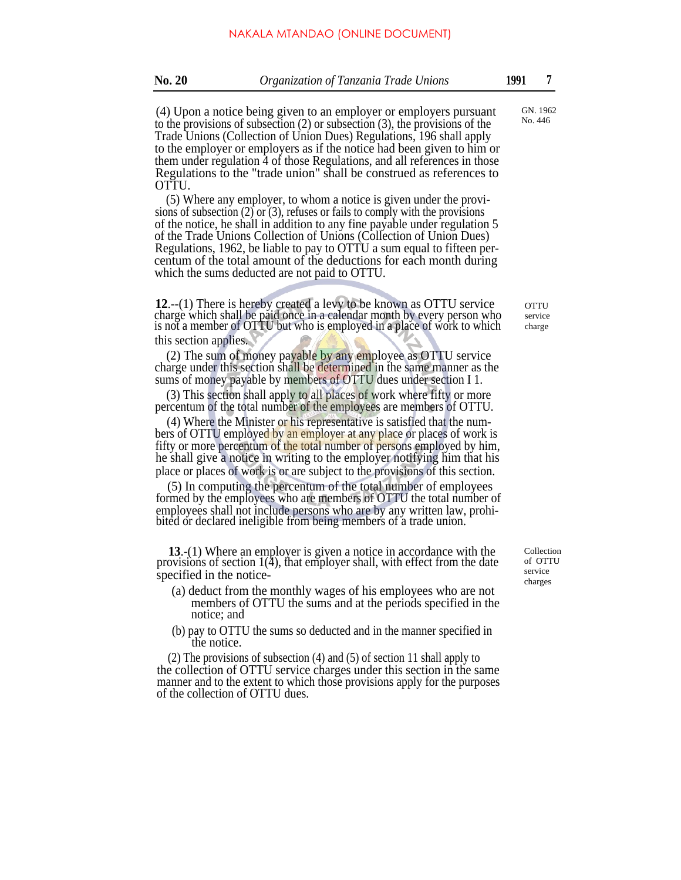(4) Upon a notice being given to an employer or employers pursuant to the provisions of subsection (2) or subsection (3), the provisions of the Trade Unions (Collection of Union Dues) Regulations, 196 shall apply to the employer or employers as if the notice had been given to him or them under regulation 4 of those Regulations, and all references in those Regulations to the "trade union" shall be construed as references to OTTU.

GN. 1962 No. 446

(5) Where any employer, to whom a notice is given under the provisions of subsection (2) or (3), refuses or fails to comply with the provisions of the notice, he shall in addition to any fine payable under regulation 5 of the Trade Unions Collection of Unions (Collection of Union Dues) Regulations, 1962, be liable to pay to OTTU a sum equal to fifteen percentum of the total amount of the deductions for each month during which the sums deducted are not paid to OTTU.

OTTU service charge

**12**.--(1) There is hereby created a levy to be known as OTTU service charge which shall be paid once in a calendar month by every person who is not a member of OTTU but who is employed in a place of work to which this section applies.

(2) The sum of money payable by any employee as OTTU service charge under this section shall be determined in the same manner as the sums of money payable by members of OTTU dues under section I 1.

(3) This section shall apply to all places of work where fifty or more percentum of the total number of the employees are members of OTTU.

(4) Where the Minister or his representative is satisfied that the numbers of OTTU employed by an employer at any place or places of work is fifty or more percentum of the total number of persons employed by him, he shall give a notice in writing to the employer notifying him that his place or places of work is or are subject to the provisions of this section.

(5) In computing the percentum of the total number of employees formed by the employees who are members of OTTU the total number of employees shall not include persons who are by any written law, prohibited or declared ineligible from being members of a trade union.

Collection of OTTU service charges

**13**.-(1) Where an employer is given a notice in accordance with the provisions of section 1(4), that employer shall, with effect from the date specified in the notice-

(a) deduct from the monthly wages of his employees who are not members of OTTU the sums and at the periods specified in the notice; and

(b) pay to OTTU the sums so deducted and in the manner specified in the notice.

(2) The provisions of subsection (4) and (5) of section 11 shall apply to the collection of OTTU service charges under this section in the same manner and to the extent to which those provisions apply for the purposes of the collection of OTTU dues.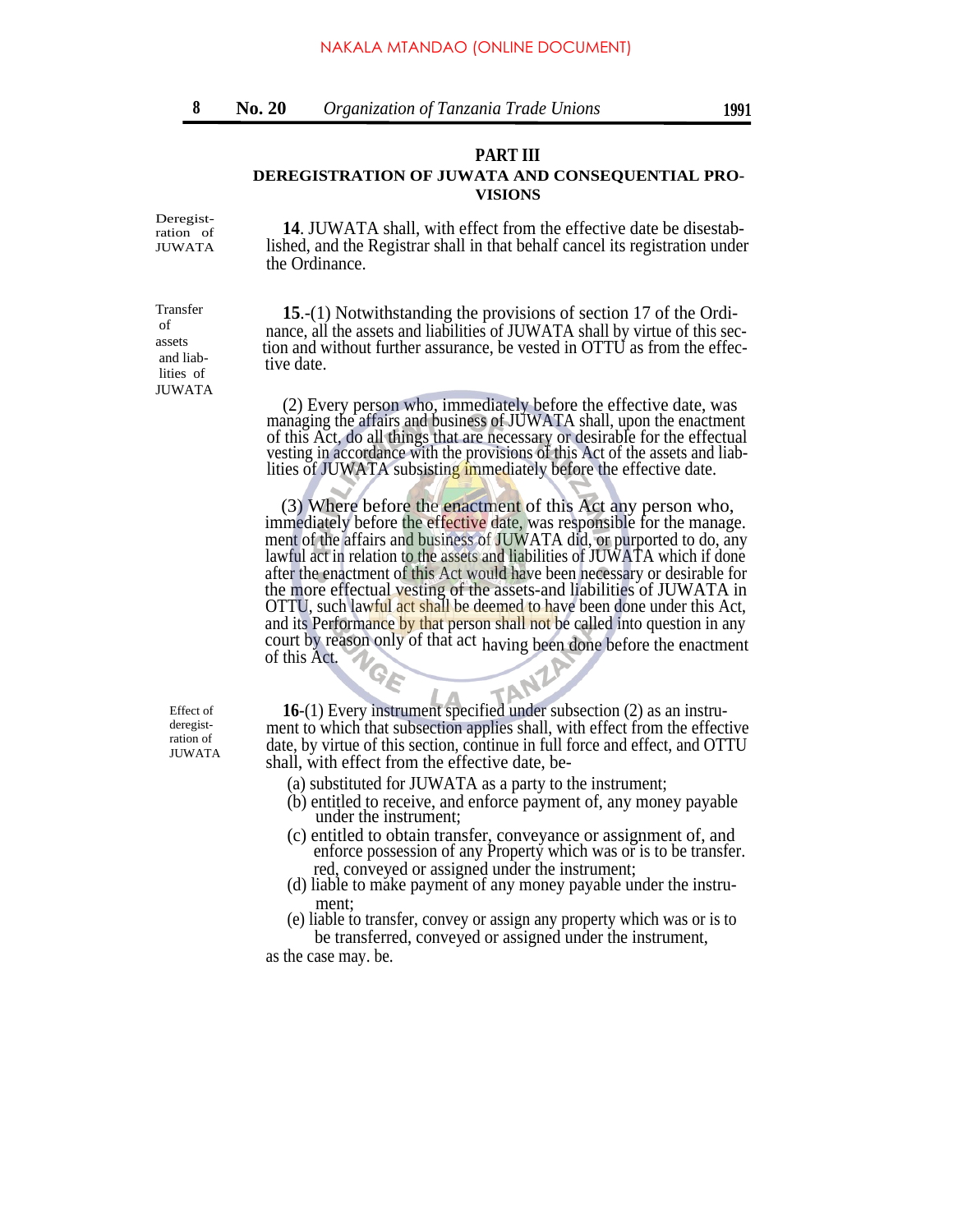## PART III

### DEREGISTRATION OF JUWATA AND CONSEQUENTIAL PROVISIONS

Deregistration of JUWATA

**14**. JUWATA shall, with effect from the effective date be disestablished, and the Registrar shall in that behalf cancel its registration under the Ordinance.

Transfer of assets and liabilities of JUWATA

**15**.-(1) Notwithstanding the provisions of section 17 of the Ordinance, all the assets and liabilities of JUWATA shall by virtue of this section and without further assurance, be vested in OTTU as from the effective date.

(2) Every person who, immediately before the effective date, was managing the affairs and business of JUWATA shall, upon the enactment of this Act, do all things that are necessary or desirable for the effectual vesting in accordance with the provisions of this Act of the assets and liabilities of JUWATA subsisting immediately before the effective date.

(3) Where before the enactment of this Act any person who, immediately before the effective date, was responsible for the management of the affairs and business of JUWATA did, or purported to do, any lawful act in relation to the assets and liabilities of JUWATA which if done after the enactment of this Act would have been necessary or desirable for the more effectual vesting of the assets-and liabilities of JUWATA in OTTU, such lawful act shall be deemed to have been done under this Act, and its Performance by that person shall not be called into question in any court by reason only of that act having been done before the enactment of this Act.

Effect of deregistration of JUWATA

**16**-(1) Every instrument specified under subsection (2) as an instrument to which that subsection applies shall, with effect from the effective date, by virtue of this section, continue in full force and effect, and OTTU shall, with effect from the effective date, be-

(a) substituted for JUWATA as a party to the instrument;

(b) entitled to receive, and enforce payment of, any money payable under the instrument;

(c) entitled to obtain transfer, conveyance or assignment of, and enforce possession of any Property which was or is to be transfer. red, conveyed or assigned under the instrument;

(d) liable to make payment of any money payable under the instrument;

(e) liable to transfer, convey or assign any property which was or is to be transferred, conveyed or assigned under the instrument,

as the case may. be.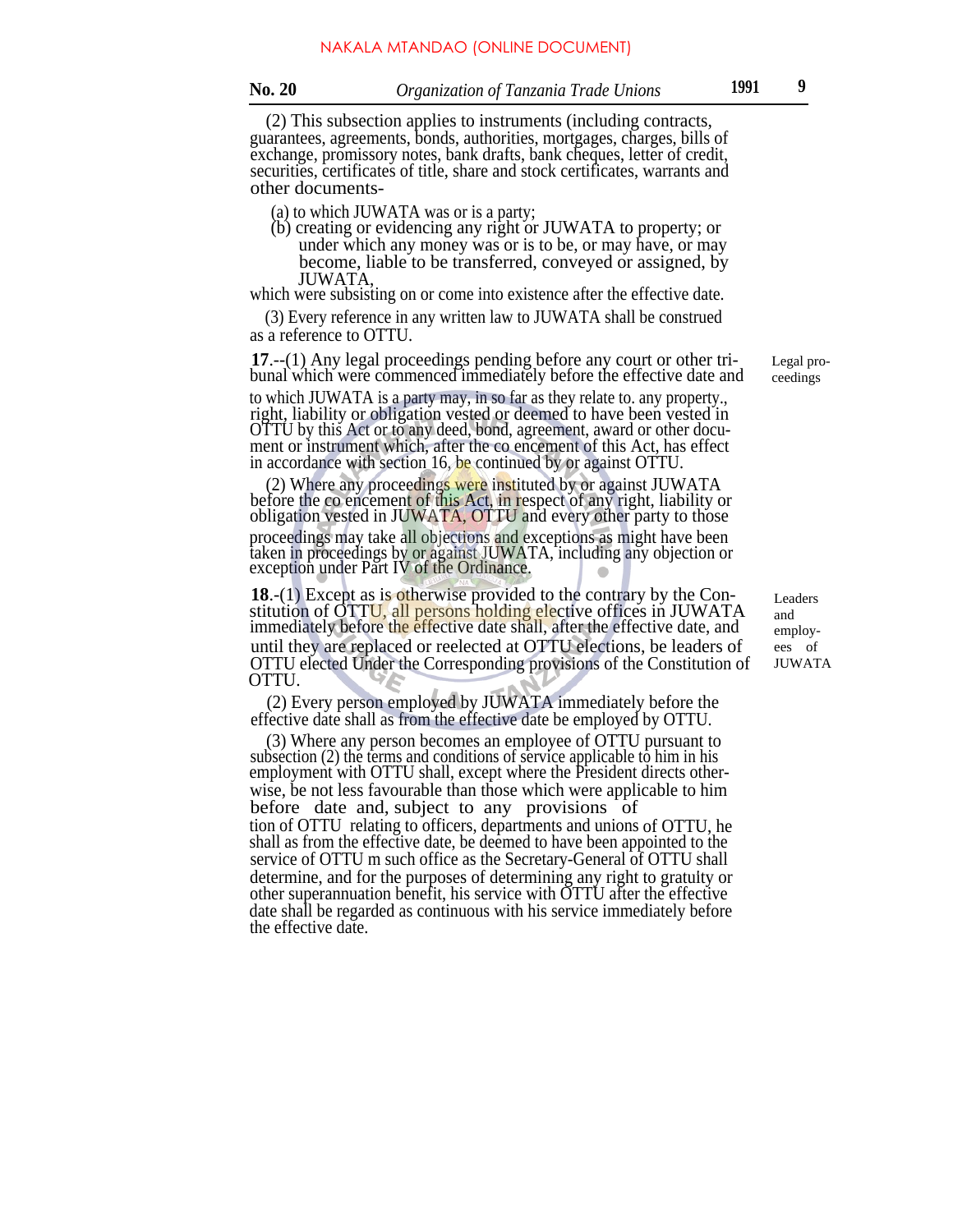(2) This subsection applies to instruments (including contracts, guarantees, agreements, bonds, authorities, mortgages, charges, bills of exchange, promissory notes, bank drafts, bank cheques, letter of credit, securities, certificates of title, share and stock certificates, warrants and other documents-

(a) to which JUWATA was or is a party;

(b) creating or evidencing any right or JUWATA to property; or under which any money was or is to be, or may have, or may become, liable to be transferred, conveyed or assigned, by JUWATA,

which were subsisting on or come into existence after the effective date.

(3) Every reference in any written law to JUWATA shall be construed as a reference to OTTU.

Legal proceedings

**17**.--(1) Any legal proceedings pending before any court or other tribunal which were commenced immediately before the effective date and to which JUWATA is a party may, in so far as they relate to. any property., right, liability or obligation vested or deemed to have been vested in OTTU by this Act or to any deed, bond, agreement, award or other document or instrument which, after the co encement of this Act, has effect in accordance with section 16, be continued by or against OTTU.

(2) Where any proceedings were instituted by or against JUWATA before the co encement of this Act, in respect of any right, liability or obligation vested in JUWATA, OTTU and every other party to those proceedings may take all objections and exceptions as might have been taken in proceedings by or against JUWATA, including any objection or exception under Part IV of the Ordinance.

Leaders and employees of JUWATA

**18**.-(1) Except as is otherwise provided to the contrary by the Constitution of OTTU, all persons holding elective offices in JUWATA immediately before the effective date shall, after the effective date, and until they are replaced or reelected at OTTU elections, be leaders of OTTU elected Under the Corresponding provisions of the Constitution of OTTU.

(2) Every person employed by JUWATA immediately before the effective date shall as from the effective date be employed by OTTU.

(3) Where any person becomes an employee of OTTU pursuant to subsection (2) the terms and conditions of service applicable to him in his employment with OTTU shall, except where the President directs otherwise, be not less favourable than those which were applicable to him before date and, subject to any provisions of tion of OTTU relating to officers, departments and unions of OTTU, he shall as from the effective date, be deemed to have been appointed to the service of OTTU m such office as the Secretary-General of OTTU shall determine, and for the purposes of determining any right to gratuity or other superannuation benefit, his service with OTTU after the effective date shall be regarded as continuous with his service immediately before the effective date.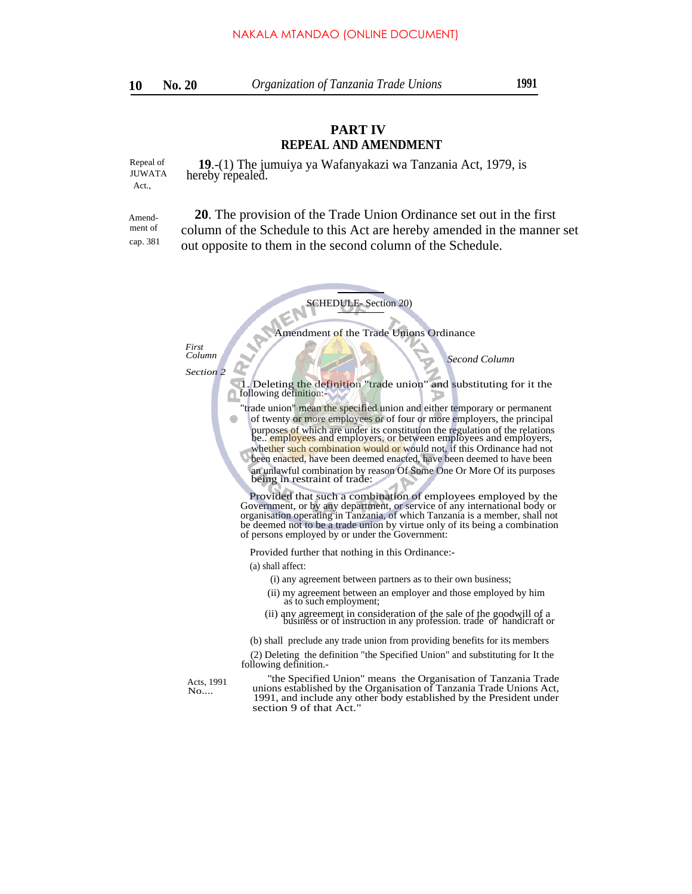# PART IV
## REPEAL AND AMENDMENT

Repeal of JUWATA Act.,

**19**.-(1) The jumuiya ya Wafanyakazi wa Tanzania Act, 1979, is hereby repealed.

Amendment of cap. 381

**20**. The provision of the Trade Union Ordinance set out in the first column of the Schedule to this Act are hereby amended in the manner set out opposite to them in the second column of the Schedule.

SCHEDULE- Section 20)

Amendment of the Trade Unions Ordinance

*First Column*

*Second Column*

*Section 2*

1. Deleting the definition "trade union" and substituting for it the following definition:-

"trade union" mean the specified union and either temporary or permanent of twenty or more employees or of four or more employers, the principal purposes of which are under its constitution the regulation of the relations be.. employees and employers, or between employees and employers, whether such combination would or would not, if this Ordinance had not been enacted, have been deemed enacted, have been deemed to have been an unlawful combination by reason Of Some One Or More Of its purposes being in restraint of trade:

Provided that such a combination of employees employed by the Government, or by any department, or service of any international body or organisation operating in Tanzania, of which Tanzania is a member, shall not be deemed not to be a trade union by virtue only of its being a combination of persons employed by or under the Government:

Provided further that nothing in this Ordinance:-

(a) shall affect:

(i) any agreement between partners as to their own business;

(ii) my agreement between an employer and those employed by him as to such employment;

(ii) any agreement in consideration of the sale of the goodwill of a business or of instruction in any profession. trade of handicraft or

(b) shall preclude any trade union from providing benefits for its members

(2) Deleting the definition "the Specified Union" and substituting for It the following definition.-

Acts, 1991 No....

"the Specified Union" means the Organisation of Tanzania Trade unions established by the Organisation of Tanzania Trade Unions Act, 1991, and include any other body established by the President under section 9 of that Act."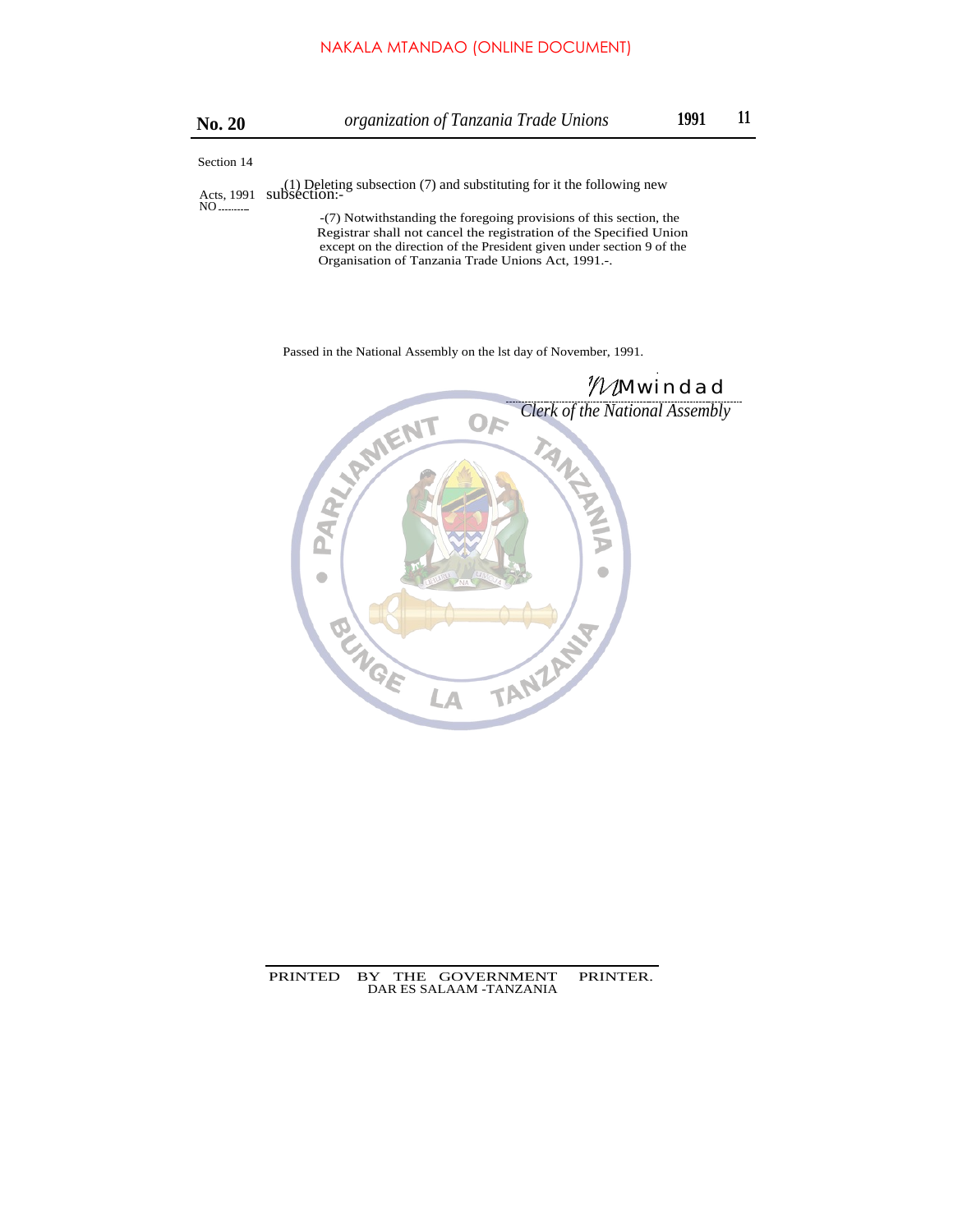Section 14

Acts, 1991 NO ........

(1) Deleting subsection (7) and substituting for it the following new subsection:-

-(7) Notwithstanding the foregoing provisions of this section, the Registrar shall not cancel the registration of the Specified Union except on the direction of the President given under section 9 of the Organisation of Tanzania Trade Unions Act, 1991.-.

Passed in the National Assembly on the lst day of November, 1991.

Mwindad

*Clerk of the National Assembly*

PRINTED BY THE GOVERNMENT PRINTER. DAR ES SALAAM -TANZANIA